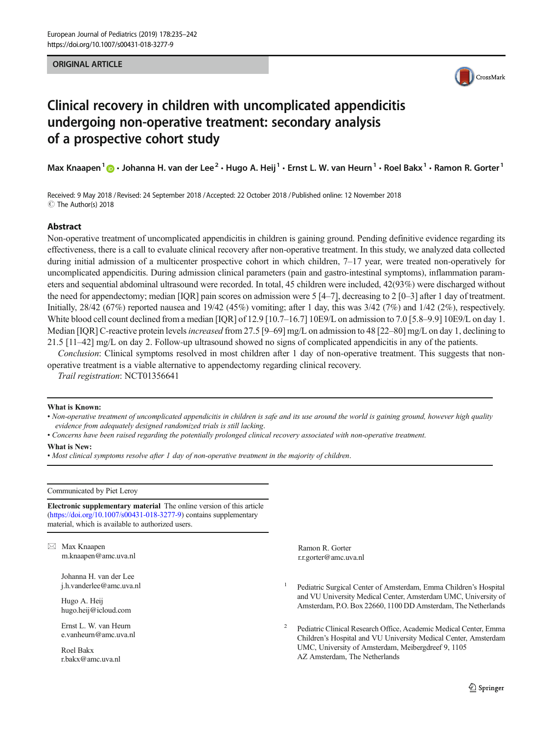ORIGINAL ARTICLE

# Clinical recovery in children with uncomplicated appendicitis undergoing non-operative treatment: secondary analysis of a prospective cohort study

Max Knaapen[1] · Johanna H. van der Lee[2] · Hugo A. Heij[1] · Ernst L. W. van Heurn[1] · Roel Bakx[1] · Ramon R. Gorter[1]

Received: 9 May 2018 / Revised: 24 September 2018 / Accepted: 22 October 2018 / Published online: 12 November 2018
© The Author(s) 2018

## Abstract

Non-operative treatment of uncomplicated appendicitis in children is gaining ground. Pending definitive evidence regarding its effectiveness, there is a call to evaluate clinical recovery after non-operative treatment. In this study, we analyzed data collected during initial admission of a multicenter prospective cohort in which children, 7–17 year, were treated non-operatively for uncomplicated appendicitis. During admission clinical parameters (pain and gastro-intestinal symptoms), inflammation parameters and sequential abdominal ultrasound were recorded. In total, 45 children were included, 42(93%) were discharged without the need for appendectomy; median [IQR] pain scores on admission were 5 [4–7], decreasing to 2 [0–3] after 1 day of treatment. Initially, 28/42 (67%) reported nausea and 19/42 (45%) vomiting; after 1 day, this was 3/42 (7%) and 1/42 (2%), respectively. White blood cell count declined from a median [IQR] of 12.9 [10.7–16.7] 10E9/L on admission to 7.0 [5.8–9.9] 10E9/L on day 1. Median [IQR] C-reactive protein levels *increased* from 27.5 [9–69] mg/L on admission to 48 [22–80] mg/L on day 1, declining to 21.5 [11–42] mg/L on day 2. Follow-up ultrasound showed no signs of complicated appendicitis in any of the patients.

*Conclusion*: Clinical symptoms resolved in most children after 1 day of non-operative treatment. This suggests that non-operative treatment is a viable alternative to appendectomy regarding clinical recovery.

*Trail registration*: NCT01356641

**What is Known:**

- *Non-operative treatment of uncomplicated appendicitis in children is safe and its use around the world is gaining ground, however high quality evidence from adequately designed randomized trials is still lacking.*
- *Concerns have been raised regarding the potentially prolonged clinical recovery associated with non-operative treatment.*

**What is New:**

- *Most clinical symptoms resolve after 1 day of non-operative treatment in the majority of children.*

Communicated by Piet Leroy

**Electronic supplementary material** The online version of this article (https://doi.org/10.1007/s00431-018-3277-9) contains supplementary material, which is available to authorized users.

✉ Max Knaapen
m.knaapen@amc.uva.nl

Johanna H. van der Lee
j.h.vanderlee@amc.uva.nl

Hugo A. Heij
hugo.heij@icloud.com

Ernst L. W. van Heurn
e.vanheurn@amc.uva.nl

Roel Bakx
r.bakx@amc.uva.nl

Ramon R. Gorter
r.r.gorter@amc.uva.nl

[1] Pediatric Surgical Center of Amsterdam, Emma Children's Hospital and VU University Medical Center, Amsterdam UMC, University of Amsterdam, P.O. Box 22660, 1100 DD Amsterdam, The Netherlands

[2] Pediatric Clinical Research Office, Academic Medical Center, Emma Children's Hospital and VU University Medical Center, Amsterdam UMC, University of Amsterdam, Meibergdreef 9, 1105 AZ Amsterdam, The Netherlands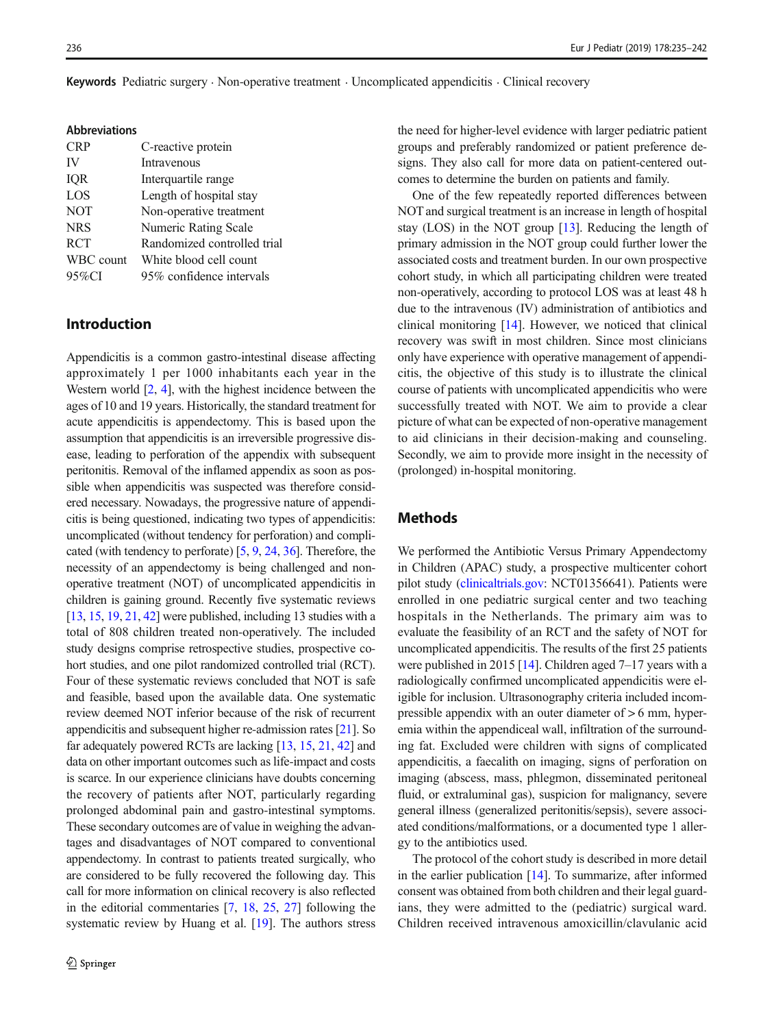**Keywords** Pediatric surgery · Non-operative treatment · Uncomplicated appendicitis · Clinical recovery

**Abbreviations**

| | |
|---|---|
| CRP | C-reactive protein |
| IV | Intravenous |
| IQR | Interquartile range |
| LOS | Length of hospital stay |
| NOT | Non-operative treatment |
| NRS | Numeric Rating Scale |
| RCT | Randomized controlled trial |
| WBC count | White blood cell count |
| 95%CI | 95% confidence intervals |

## Introduction

Appendicitis is a common gastro-intestinal disease affecting approximately 1 per 1000 inhabitants each year in the Western world [2, 4], with the highest incidence between the ages of 10 and 19 years. Historically, the standard treatment for acute appendicitis is appendectomy. This is based upon the assumption that appendicitis is an irreversible progressive disease, leading to perforation of the appendix with subsequent peritonitis. Removal of the inflamed appendix as soon as possible when appendicitis was suspected was therefore considered necessary. Nowadays, the progressive nature of appendicitis is being questioned, indicating two types of appendicitis: uncomplicated (without tendency for perforation) and complicated (with tendency to perforate) [5, 9, 24, 36]. Therefore, the necessity of an appendectomy is being challenged and non-operative treatment (NOT) of uncomplicated appendicitis in children is gaining ground. Recently five systematic reviews [13, 15, 19, 21, 42] were published, including 13 studies with a total of 808 children treated non-operatively. The included study designs comprise retrospective studies, prospective cohort studies, and one pilot randomized controlled trial (RCT). Four of these systematic reviews concluded that NOT is safe and feasible, based upon the available data. One systematic review deemed NOT inferior because of the risk of recurrent appendicitis and subsequent higher re-admission rates [21]. So far adequately powered RCTs are lacking [13, 15, 21, 42] and data on other important outcomes such as life-impact and costs is scarce. In our experience clinicians have doubts concerning the recovery of patients after NOT, particularly regarding prolonged abdominal pain and gastro-intestinal symptoms. These secondary outcomes are of value in weighing the advantages and disadvantages of NOT compared to conventional appendectomy. In contrast to patients treated surgically, who are considered to be fully recovered the following day. This call for more information on clinical recovery is also reflected in the editorial commentaries [7, 18, 25, 27] following the systematic review by Huang et al. [19]. The authors stress the need for higher-level evidence with larger pediatric patient groups and preferably randomized or patient preference designs. They also call for more data on patient-centered outcomes to determine the burden on patients and family.

One of the few repeatedly reported differences between NOT and surgical treatment is an increase in length of hospital stay (LOS) in the NOT group [13]. Reducing the length of primary admission in the NOT group could further lower the associated costs and treatment burden. In our own prospective cohort study, in which all participating children were treated non-operatively, according to protocol LOS was at least 48 h due to the intravenous (IV) administration of antibiotics and clinical monitoring [14]. However, we noticed that clinical recovery was swift in most children. Since most clinicians only have experience with operative management of appendicitis, the objective of this study is to illustrate the clinical course of patients with uncomplicated appendicitis who were successfully treated with NOT. We aim to provide a clear picture of what can be expected of non-operative management to aid clinicians in their decision-making and counseling. Secondly, we aim to provide more insight in the necessity of (prolonged) in-hospital monitoring.

## Methods

We performed the Antibiotic Versus Primary Appendectomy in Children (APAC) study, a prospective multicenter cohort pilot study (clinicaltrials.gov: NCT01356641). Patients were enrolled in one pediatric surgical center and two teaching hospitals in the Netherlands. The primary aim was to evaluate the feasibility of an RCT and the safety of NOT for uncomplicated appendicitis. The results of the first 25 patients were published in 2015 [14]. Children aged 7–17 years with a radiologically confirmed uncomplicated appendicitis were eligible for inclusion. Ultrasonography criteria included incompressible appendix with an outer diameter of > 6 mm, hyperemia within the appendiceal wall, infiltration of the surrounding fat. Excluded were children with signs of complicated appendicitis, a faecalith on imaging, signs of perforation on imaging (abscess, mass, phlegmon, disseminated peritoneal fluid, or extraluminal gas), suspicion for malignancy, severe general illness (generalized peritonitis/sepsis), severe associated conditions/malformations, or a documented type 1 allergy to the antibiotics used.

The protocol of the cohort study is described in more detail in the earlier publication [14]. To summarize, after informed consent was obtained from both children and their legal guardians, they were admitted to the (pediatric) surgical ward. Children received intravenous amoxicillin/clavulanic acid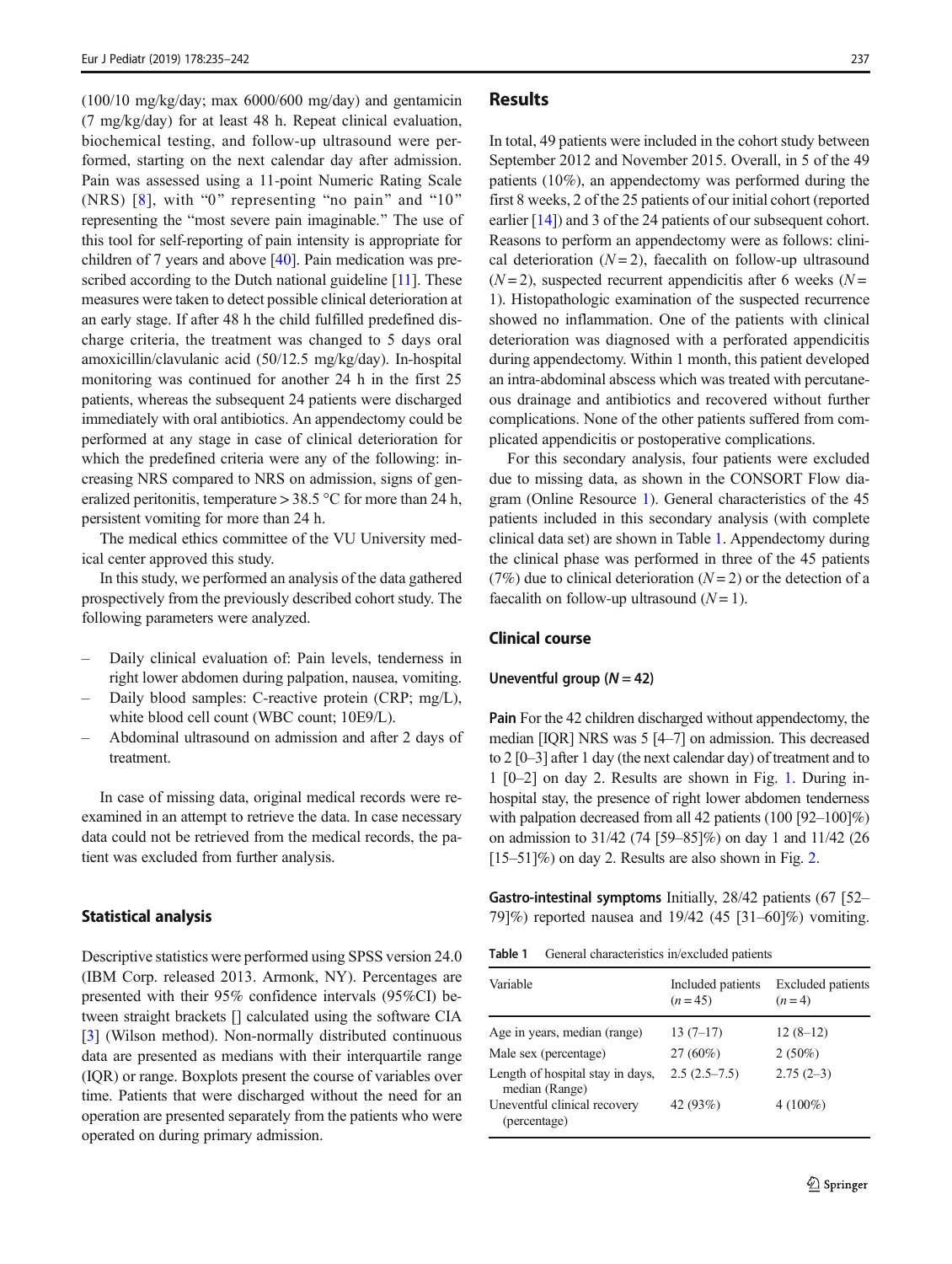(100/10 mg/kg/day; max 6000/600 mg/day) and gentamicin (7 mg/kg/day) for at least 48 h. Repeat clinical evaluation, biochemical testing, and follow-up ultrasound were performed, starting on the next calendar day after admission. Pain was assessed using a 11-point Numeric Rating Scale (NRS) [8], with "0" representing "no pain" and "10" representing the "most severe pain imaginable." The use of this tool for self-reporting of pain intensity is appropriate for children of 7 years and above [40]. Pain medication was prescribed according to the Dutch national guideline [11]. These measures were taken to detect possible clinical deterioration at an early stage. If after 48 h the child fulfilled predefined discharge criteria, the treatment was changed to 5 days oral amoxicillin/clavulanic acid (50/12.5 mg/kg/day). In-hospital monitoring was continued for another 24 h in the first 25 patients, whereas the subsequent 24 patients were discharged immediately with oral antibiotics. An appendectomy could be performed at any stage in case of clinical deterioration for which the predefined criteria were any of the following: increasing NRS compared to NRS on admission, signs of generalized peritonitis, temperature > 38.5 °C for more than 24 h, persistent vomiting for more than 24 h.

The medical ethics committee of the VU University medical center approved this study.

In this study, we performed an analysis of the data gathered prospectively from the previously described cohort study. The following parameters were analyzed.

- Daily clinical evaluation of: Pain levels, tenderness in right lower abdomen during palpation, nausea, vomiting.
- Daily blood samples: C-reactive protein (CRP; mg/L), white blood cell count (WBC count; 10E9/L).
- Abdominal ultrasound on admission and after 2 days of treatment.

In case of missing data, original medical records were reexamined in an attempt to retrieve the data. In case necessary data could not be retrieved from the medical records, the patient was excluded from further analysis.

### Statistical analysis

Descriptive statistics were performed using SPSS version 24.0 (IBM Corp. released 2013. Armonk, NY). Percentages are presented with their 95% confidence intervals (95%CI) between straight brackets [] calculated using the software CIA [3] (Wilson method). Non-normally distributed continuous data are presented as medians with their interquartile range (IQR) or range. Boxplots present the course of variables over time. Patients that were discharged without the need for an operation are presented separately from the patients who were operated on during primary admission.

## Results

In total, 49 patients were included in the cohort study between September 2012 and November 2015. Overall, in 5 of the 49 patients (10%), an appendectomy was performed during the first 8 weeks, 2 of the 25 patients of our initial cohort (reported earlier [14]) and 3 of the 24 patients of our subsequent cohort. Reasons to perform an appendectomy were as follows: clinical deterioration ($N = 2$), faecalith on follow-up ultrasound ($N = 2$), suspected recurrent appendicitis after 6 weeks ($N = 1$). Histopathologic examination of the suspected recurrence showed no inflammation. One of the patients with clinical deterioration was diagnosed with a perforated appendicitis during appendectomy. Within 1 month, this patient developed an intra-abdominal abscess which was treated with percutaneous drainage and antibiotics and recovered without further complications. None of the other patients suffered from complicated appendicitis or postoperative complications.

For this secondary analysis, four patients were excluded due to missing data, as shown in the CONSORT Flow diagram (Online Resource 1). General characteristics of the 45 patients included in this secondary analysis (with complete clinical data set) are shown in Table 1. Appendectomy during the clinical phase was performed in three of the 45 patients (7%) due to clinical deterioration ($N = 2$) or the detection of a faecalith on follow-up ultrasound ($N = 1$).

### Clinical course

#### Uneventful group ($N = 42$)

**Pain** For the 42 children discharged without appendectomy, the median [IQR] NRS was 5 [4–7] on admission. This decreased to 2 [0–3] after 1 day (the next calendar day) of treatment and to 1 [0–2] on day 2. Results are shown in Fig. 1. During in-hospital stay, the presence of right lower abdomen tenderness with palpation decreased from all 42 patients (100 [92–100]%) on admission to 31/42 (74 [59–85]%) on day 1 and 11/42 (26 [15–51]%) on day 2. Results are also shown in Fig. 2.

**Gastro-intestinal symptoms** Initially, 28/42 patients (67 [52–79]%) reported nausea and 19/42 (45 [31–60]%) vomiting.

**Table 1** General characteristics in/excluded patients

| Variable | Included patients ($n = 45$) | Excluded patients ($n = 4$) |
|---|---|---|
| Age in years, median (range) | 13 (7–17) | 12 (8–12) |
| Male sex (percentage) | 27 (60%) | 2 (50%) |
| Length of hospital stay in days, median (Range) | 2.5 (2.5–7.5) | 2.75 (2–3) |
| Uneventful clinical recovery (percentage) | 42 (93%) | 4 (100%) |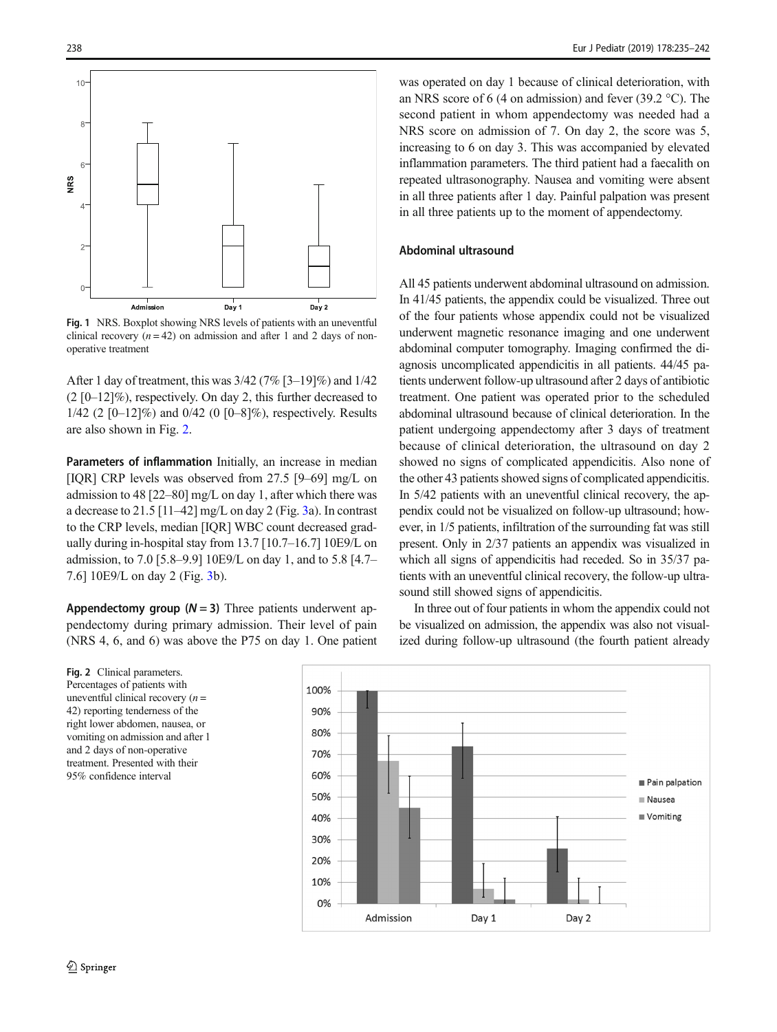Fig. 1 NRS. Boxplot showing NRS levels of patients with an uneventful clinical recovery ($n = 42$) on admission and after 1 and 2 days of non-operative treatment

After 1 day of treatment, this was 3/42 (7% [3–19]%) and 1/42 (2 [0–12]%), respectively. On day 2, this further decreased to 1/42 (2 [0–12]%) and 0/42 (0 [0–8]%), respectively. Results are also shown in Fig. 2.

**Parameters of inflammation** Initially, an increase in median [IQR] CRP levels was observed from 27.5 [9–69] mg/L on admission to 48 [22–80] mg/L on day 1, after which there was a decrease to 21.5 [11–42] mg/L on day 2 (Fig. 3a). In contrast to the CRP levels, median [IQR] WBC count decreased gradually during in-hospital stay from 13.7 [10.7–16.7] 10E9/L on admission, to 7.0 [5.8–9.9] 10E9/L on day 1, and to 5.8 [4.7–7.6] 10E9/L on day 2 (Fig. 3b).

**Appendectomy group ($N = 3$)** Three patients underwent appendectomy during primary admission. Their level of pain (NRS 4, 6, and 6) was above the P75 on day 1. One patient was operated on day 1 because of clinical deterioration, with an NRS score of 6 (4 on admission) and fever (39.2 °C). The second patient in whom appendectomy was needed had a NRS score on admission of 7. On day 2, the score was 5, increasing to 6 on day 3. This was accompanied by elevated inflammation parameters. The third patient had a faecalith on repeated ultrasonography. Nausea and vomiting were absent in all three patients after 1 day. Painful palpation was present in all three patients up to the moment of appendectomy.

### Abdominal ultrasound

All 45 patients underwent abdominal ultrasound on admission. In 41/45 patients, the appendix could be visualized. Three out of the four patients whose appendix could not be visualized underwent magnetic resonance imaging and one underwent abdominal computer tomography. Imaging confirmed the diagnosis uncomplicated appendicitis in all patients. 44/45 patients underwent follow-up ultrasound after 2 days of antibiotic treatment. One patient was operated prior to the scheduled abdominal ultrasound because of clinical deterioration. In the patient undergoing appendectomy after 3 days of treatment because of clinical deterioration, the ultrasound on day 2 showed no signs of complicated appendicitis. Also none of the other 43 patients showed signs of complicated appendicitis. In 5/42 patients with an uneventful clinical recovery, the appendix could not be visualized on follow-up ultrasound; however, in 1/5 patients, infiltration of the surrounding fat was still present. Only in 2/37 patients an appendix was visualized in which all signs of appendicitis had receded. So in 35/37 patients with an uneventful clinical recovery, the follow-up ultrasound still showed signs of appendicitis.

In three out of four patients in whom the appendix could not be visualized on admission, the appendix was also not visualized during follow-up ultrasound (the fourth patient already

Fig. 2 Clinical parameters. Percentages of patients with uneventful clinical recovery ($n = 42$) reporting tenderness of the right lower abdomen, nausea, or vomiting on admission and after 1 and 2 days of non-operative treatment. Presented with their 95% confidence interval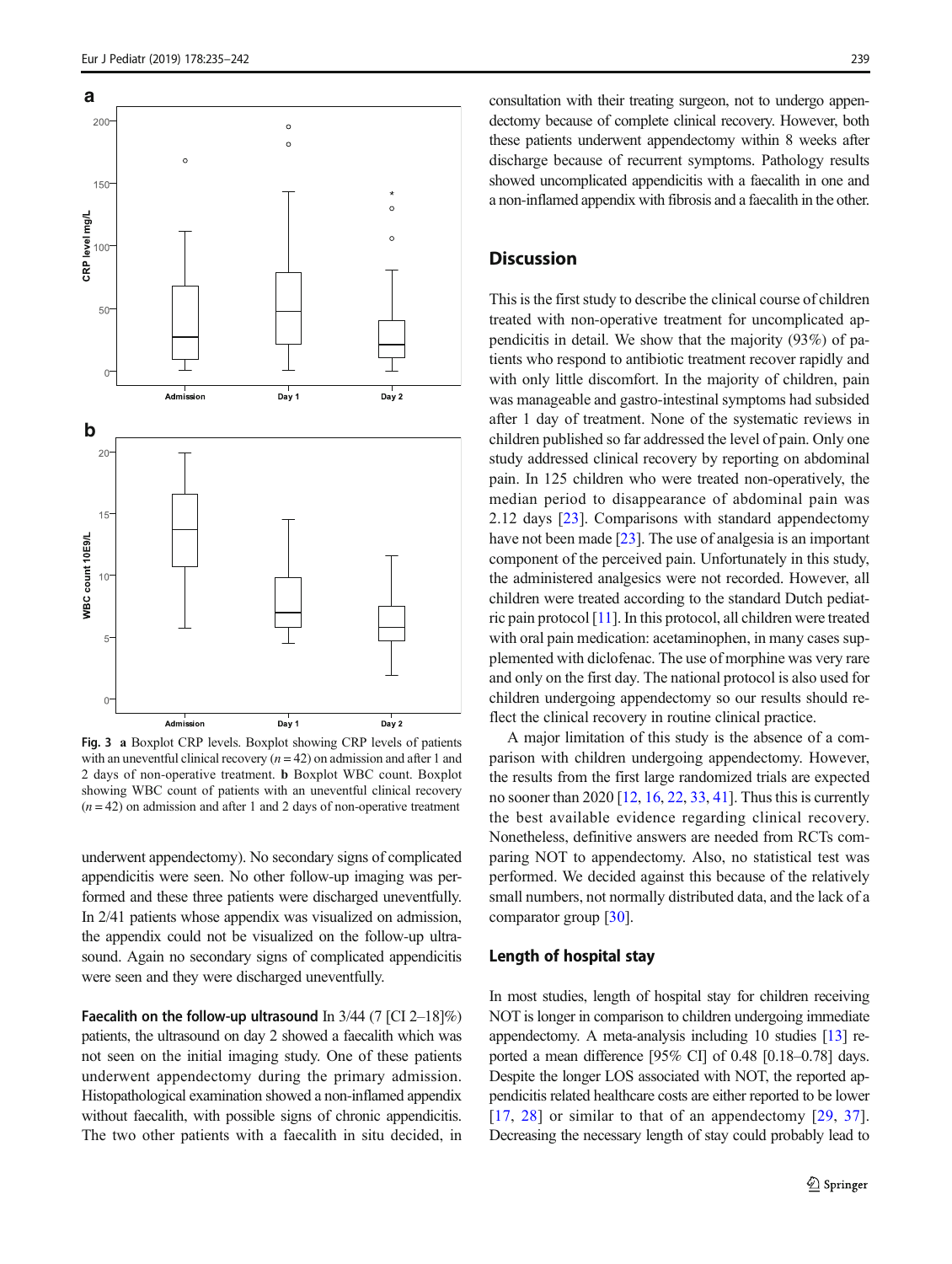Fig. 3 **a** Boxplot CRP levels. Boxplot showing CRP levels of patients with an uneventful clinical recovery ($n = 42$) on admission and after 1 and 2 days of non-operative treatment. **b** Boxplot WBC count. Boxplot showing WBC count of patients with an uneventful clinical recovery ($n = 42$) on admission and after 1 and 2 days of non-operative treatment

underwent appendectomy). No secondary signs of complicated appendicitis were seen. No other follow-up imaging was performed and these three patients were discharged uneventfully. In 2/41 patients whose appendix was visualized on admission, the appendix could not be visualized on the follow-up ultrasound. Again no secondary signs of complicated appendicitis were seen and they were discharged uneventfully.

**Faecalith on the follow-up ultrasound** In 3/44 (7 [CI 2–18]%) patients, the ultrasound on day 2 showed a faecalith which was not seen on the initial imaging study. One of these patients underwent appendectomy during the primary admission. Histopathological examination showed a non-inflamed appendix without faecalith, with possible signs of chronic appendicitis. The two other patients with a faecalith in situ decided, in consultation with their treating surgeon, not to undergo appendectomy because of complete clinical recovery. However, both these patients underwent appendectomy within 8 weeks after discharge because of recurrent symptoms. Pathology results showed uncomplicated appendicitis with a faecalith in one and a non-inflamed appendix with fibrosis and a faecalith in the other.

## Discussion

This is the first study to describe the clinical course of children treated with non-operative treatment for uncomplicated appendicitis in detail. We show that the majority (93%) of patients who respond to antibiotic treatment recover rapidly and with only little discomfort. In the majority of children, pain was manageable and gastro-intestinal symptoms had subsided after 1 day of treatment. None of the systematic reviews in children published so far addressed the level of pain. Only one study addressed clinical recovery by reporting on abdominal pain. In 125 children who were treated non-operatively, the median period to disappearance of abdominal pain was 2.12 days [23]. Comparisons with standard appendectomy have not been made [23]. The use of analgesia is an important component of the perceived pain. Unfortunately in this study, the administered analgesics were not recorded. However, all children were treated according to the standard Dutch pediatric pain protocol [11]. In this protocol, all children were treated with oral pain medication: acetaminophen, in many cases supplemented with diclofenac. The use of morphine was very rare and only on the first day. The national protocol is also used for children undergoing appendectomy so our results should reflect the clinical recovery in routine clinical practice.

A major limitation of this study is the absence of a comparison with children undergoing appendectomy. However, the results from the first large randomized trials are expected no sooner than 2020 [12, 16, 22, 33, 41]. Thus this is currently the best available evidence regarding clinical recovery. Nonetheless, definitive answers are needed from RCTs comparing NOT to appendectomy. Also, no statistical test was performed. We decided against this because of the relatively small numbers, not normally distributed data, and the lack of a comparator group [30].

## Length of hospital stay

In most studies, length of hospital stay for children receiving NOT is longer in comparison to children undergoing immediate appendectomy. A meta-analysis including 10 studies [13] reported a mean difference [95% CI] of 0.48 [0.18–0.78] days. Despite the longer LOS associated with NOT, the reported appendicitis related healthcare costs are either reported to be lower [17, 28] or similar to that of an appendectomy [29, 37]. Decreasing the necessary length of stay could probably lead to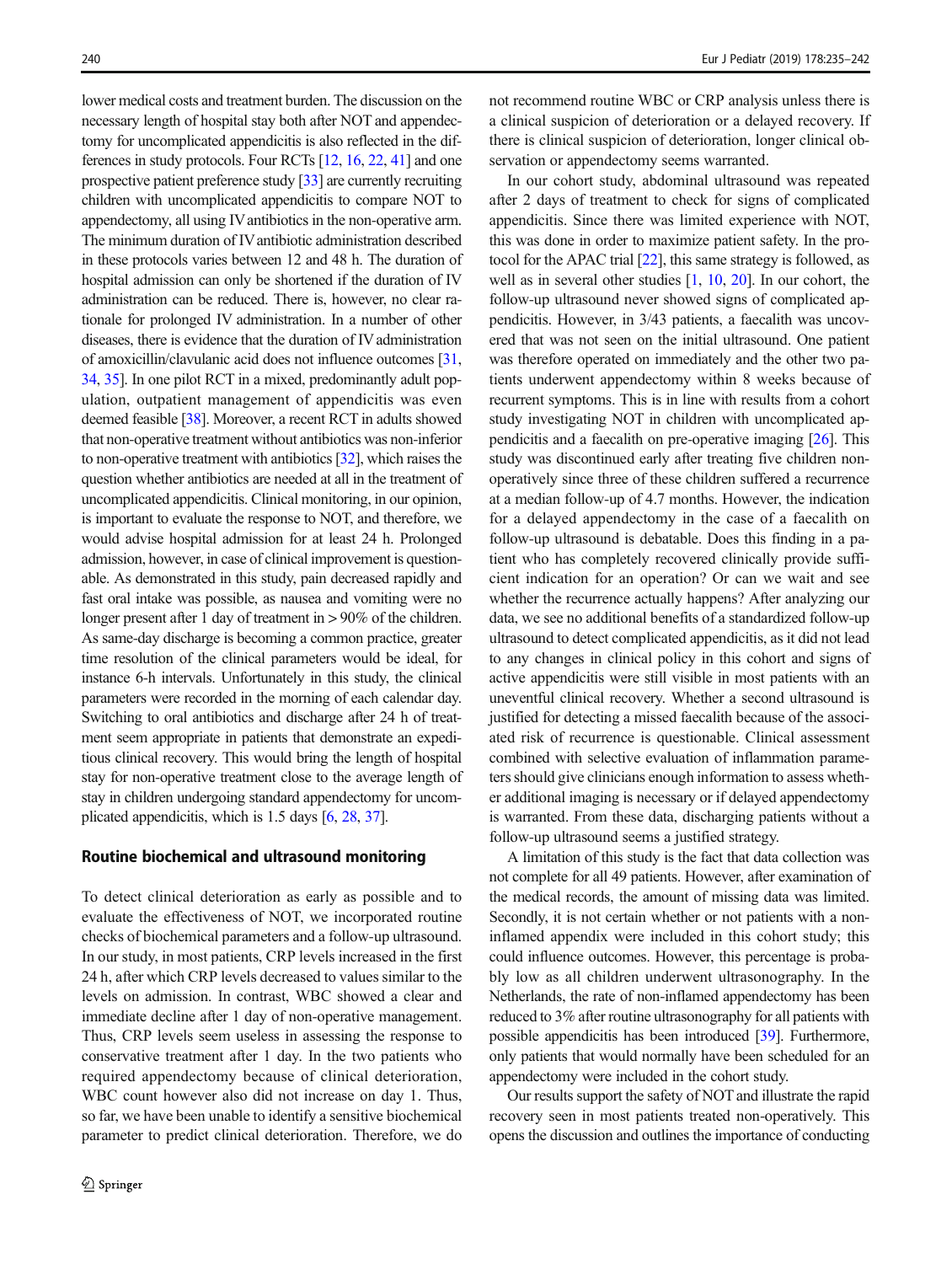lower medical costs and treatment burden. The discussion on the necessary length of hospital stay both after NOT and appendectomy for uncomplicated appendicitis is also reflected in the differences in study protocols. Four RCTs [12, 16, 22, 41] and one prospective patient preference study [33] are currently recruiting children with uncomplicated appendicitis to compare NOT to appendectomy, all using IV antibiotics in the non-operative arm. The minimum duration of IV antibiotic administration described in these protocols varies between 12 and 48 h. The duration of hospital admission can only be shortened if the duration of IV administration can be reduced. There is, however, no clear rationale for prolonged IV administration. In a number of other diseases, there is evidence that the duration of IV administration of amoxicillin/clavulanic acid does not influence outcomes [31, 34, 35]. In one pilot RCT in a mixed, predominantly adult population, outpatient management of appendicitis was even deemed feasible [38]. Moreover, a recent RCT in adults showed that non-operative treatment without antibiotics was non-inferior to non-operative treatment with antibiotics [32], which raises the question whether antibiotics are needed at all in the treatment of uncomplicated appendicitis. Clinical monitoring, in our opinion, is important to evaluate the response to NOT, and therefore, we would advise hospital admission for at least 24 h. Prolonged admission, however, in case of clinical improvement is questionable. As demonstrated in this study, pain decreased rapidly and fast oral intake was possible, as nausea and vomiting were no longer present after 1 day of treatment in > 90% of the children. As same-day discharge is becoming a common practice, greater time resolution of the clinical parameters would be ideal, for instance 6-h intervals. Unfortunately in this study, the clinical parameters were recorded in the morning of each calendar day. Switching to oral antibiotics and discharge after 24 h of treatment seem appropriate in patients that demonstrate an expeditious clinical recovery. This would bring the length of hospital stay for non-operative treatment close to the average length of stay in children undergoing standard appendectomy for uncomplicated appendicitis, which is 1.5 days [6, 28, 37].

## Routine biochemical and ultrasound monitoring

To detect clinical deterioration as early as possible and to evaluate the effectiveness of NOT, we incorporated routine checks of biochemical parameters and a follow-up ultrasound. In our study, in most patients, CRP levels increased in the first 24 h, after which CRP levels decreased to values similar to the levels on admission. In contrast, WBC showed a clear and immediate decline after 1 day of non-operative management. Thus, CRP levels seem useless in assessing the response to conservative treatment after 1 day. In the two patients who required appendectomy because of clinical deterioration, WBC count however also did not increase on day 1. Thus, so far, we have been unable to identify a sensitive biochemical parameter to predict clinical deterioration. Therefore, we do not recommend routine WBC or CRP analysis unless there is a clinical suspicion of deterioration or a delayed recovery. If there is clinical suspicion of deterioration, longer clinical observation or appendectomy seems warranted.

In our cohort study, abdominal ultrasound was repeated after 2 days of treatment to check for signs of complicated appendicitis. Since there was limited experience with NOT, this was done in order to maximize patient safety. In the protocol for the APAC trial [22], this same strategy is followed, as well as in several other studies [1, 10, 20]. In our cohort, the follow-up ultrasound never showed signs of complicated appendicitis. However, in 3/43 patients, a faecalith was uncovered that was not seen on the initial ultrasound. One patient was therefore operated on immediately and the other two patients underwent appendectomy within 8 weeks because of recurrent symptoms. This is in line with results from a cohort study investigating NOT in children with uncomplicated appendicitis and a faecalith on pre-operative imaging [26]. This study was discontinued early after treating five children non-operatively since three of these children suffered a recurrence at a median follow-up of 4.7 months. However, the indication for a delayed appendectomy in the case of a faecalith on follow-up ultrasound is debatable. Does this finding in a patient who has completely recovered clinically provide sufficient indication for an operation? Or can we wait and see whether the recurrence actually happens? After analyzing our data, we see no additional benefits of a standardized follow-up ultrasound to detect complicated appendicitis, as it did not lead to any changes in clinical policy in this cohort and signs of active appendicitis were still visible in most patients with an uneventful clinical recovery. Whether a second ultrasound is justified for detecting a missed faecalith because of the associated risk of recurrence is questionable. Clinical assessment combined with selective evaluation of inflammation parameters should give clinicians enough information to assess whether additional imaging is necessary or if delayed appendectomy is warranted. From these data, discharging patients without a follow-up ultrasound seems a justified strategy.

A limitation of this study is the fact that data collection was not complete for all 49 patients. However, after examination of the medical records, the amount of missing data was limited. Secondly, it is not certain whether or not patients with a non-inflamed appendix were included in this cohort study; this could influence outcomes. However, this percentage is probably low as all children underwent ultrasonography. In the Netherlands, the rate of non-inflamed appendectomy has been reduced to 3% after routine ultrasonography for all patients with possible appendicitis has been introduced [39]. Furthermore, only patients that would normally have been scheduled for an appendectomy were included in the cohort study.

Our results support the safety of NOT and illustrate the rapid recovery seen in most patients treated non-operatively. This opens the discussion and outlines the importance of conducting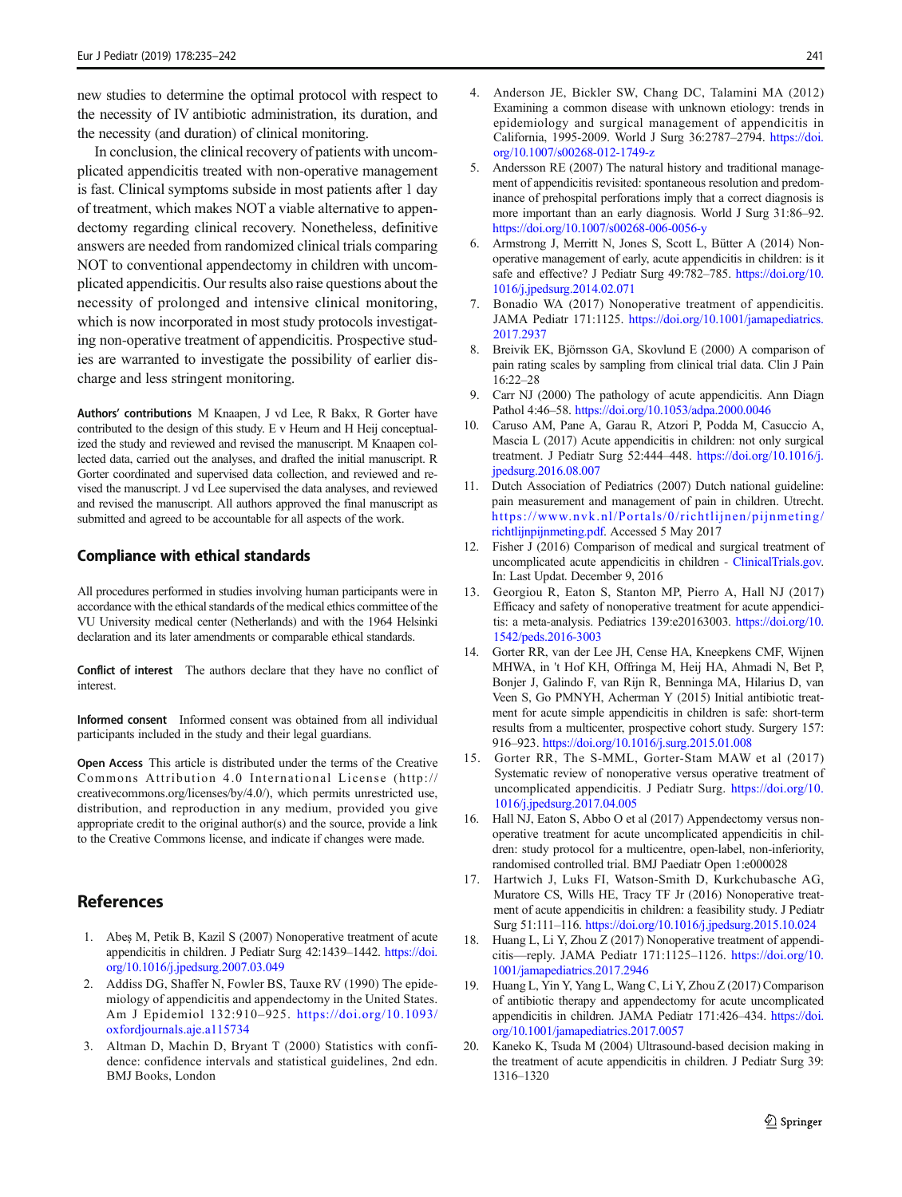new studies to determine the optimal protocol with respect to the necessity of IV antibiotic administration, its duration, and the necessity (and duration) of clinical monitoring.

In conclusion, the clinical recovery of patients with uncomplicated appendicitis treated with non-operative management is fast. Clinical symptoms subside in most patients after 1 day of treatment, which makes NOT a viable alternative to appendectomy regarding clinical recovery. Nonetheless, definitive answers are needed from randomized clinical trials comparing NOT to conventional appendectomy in children with uncomplicated appendicitis. Our results also raise questions about the necessity of prolonged and intensive clinical monitoring, which is now incorporated in most study protocols investigating non-operative treatment of appendicitis. Prospective studies are warranted to investigate the possibility of earlier discharge and less stringent monitoring.

**Authors' contributions** M Knaapen, J vd Lee, R Bakx, R Gorter have contributed to the design of this study. E v Heurn and H Heij conceptualized the study and reviewed and revised the manuscript. M Knaapen collected data, carried out the analyses, and drafted the initial manuscript. R Gorter coordinated and supervised data collection, and reviewed and revised the manuscript. J vd Lee supervised the data analyses, and reviewed and revised the manuscript. All authors approved the final manuscript as submitted and agreed to be accountable for all aspects of the work.

## Compliance with ethical standards

All procedures performed in studies involving human participants were in accordance with the ethical standards of the medical ethics committee of the VU University medical center (Netherlands) and with the 1964 Helsinki declaration and its later amendments or comparable ethical standards.

**Conflict of interest** The authors declare that they have no conflict of interest.

**Informed consent** Informed consent was obtained from all individual participants included in the study and their legal guardians.

**Open Access** This article is distributed under the terms of the Creative Commons Attribution 4.0 International License (http://creativecommons.org/licenses/by/4.0/), which permits unrestricted use, distribution, and reproduction in any medium, provided you give appropriate credit to the original author(s) and the source, provide a link to the Creative Commons license, and indicate if changes were made.

## References

1. Abeş M, Petik B, Kazil S (2007) Nonoperative treatment of acute appendicitis in children. J Pediatr Surg 42:1439–1442. https://doi.org/10.1016/j.jpedsurg.2007.03.049
2. Addiss DG, Shaffer N, Fowler BS, Tauxe RV (1990) The epidemiology of appendicitis and appendectomy in the United States. Am J Epidemiol 132:910–925. https://doi.org/10.1093/oxfordjournals.aje.a115734
3. Altman D, Machin D, Bryant T (2000) Statistics with confidence: confidence intervals and statistical guidelines, 2nd edn. BMJ Books, London
4. Anderson JE, Bickler SW, Chang DC, Talamini MA (2012) Examining a common disease with unknown etiology: trends in epidemiology and surgical management of appendicitis in California, 1995-2009. World J Surg 36:2787–2794. https://doi.org/10.1007/s00268-012-1749-z
5. Andersson RE (2007) The natural history and traditional management of appendicitis revisited: spontaneous resolution and predominance of prehospital perforations imply that a correct diagnosis is more important than an early diagnosis. World J Surg 31:86–92. https://doi.org/10.1007/s00268-006-0056-y
6. Armstrong J, Merritt N, Jones S, Scott L, Bütter A (2014) Non-operative management of early, acute appendicitis in children: is it safe and effective? J Pediatr Surg 49:782–785. https://doi.org/10.1016/j.jpedsurg.2014.02.071
7. Bonadio WA (2017) Nonoperative treatment of appendicitis. JAMA Pediatr 171:1125. https://doi.org/10.1001/jamapediatrics.2017.2937
8. Breivik EK, Björnsson GA, Skovlund E (2000) A comparison of pain rating scales by sampling from clinical trial data. Clin J Pain 16:22–28
9. Carr NJ (2000) The pathology of acute appendicitis. Ann Diagn Pathol 4:46–58. https://doi.org/10.1053/adpa.2000.0046
10. Caruso AM, Pane A, Garau R, Atzori P, Podda M, Casuccio A, Mascia L (2017) Acute appendicitis in children: not only surgical treatment. J Pediatr Surg 52:444–448. https://doi.org/10.1016/j.jpedsurg.2016.08.007
11. Dutch Association of Pediatrics (2007) Dutch national guideline: pain measurement and management of pain in children. Utrecht. https://www.nvk.nl/Portals/0/richtlijnen/pijnmeting/richtlijnpijnmeting.pdf. Accessed 5 May 2017
12. Fisher J (2016) Comparison of medical and surgical treatment of uncomplicated acute appendicitis in children - ClinicalTrials.gov. In: Last Updat. December 9, 2016
13. Georgiou R, Eaton S, Stanton MP, Pierro A, Hall NJ (2017) Efficacy and safety of nonoperative treatment for acute appendicitis: a meta-analysis. Pediatrics 139:e20163003. https://doi.org/10.1542/peds.2016-3003
14. Gorter RR, van der Lee JH, Cense HA, Kneepkens CMF, Wijnen MHWA, in 't Hof KH, Offringa M, Heij HA, Ahmadi N, Bet P, Bonjer J, Galindo F, van Rijn R, Benninga MA, Hilarius D, van Veen S, Go PMNYH, Acherman Y (2015) Initial antibiotic treatment for acute simple appendicitis in children is safe: short-term results from a multicenter, prospective cohort study. Surgery 157:916–923. https://doi.org/10.1016/j.surg.2015.01.008
15. Gorter RR, The S-MML, Gorter-Stam MAW et al (2017) Systematic review of nonoperative versus operative treatment of uncomplicated appendicitis. J Pediatr Surg. https://doi.org/10.1016/j.jpedsurg.2017.04.005
16. Hall NJ, Eaton S, Abbo O et al (2017) Appendectomy versus non-operative treatment for acute uncomplicated appendicitis in children: study protocol for a multicentre, open-label, non-inferiority, randomised controlled trial. BMJ Paediatr Open 1:e000028
17. Hartwich J, Luks FI, Watson-Smith D, Kurkchubasche AG, Muratore CS, Wills HE, Tracy TF Jr (2016) Nonoperative treatment of acute appendicitis in children: a feasibility study. J Pediatr Surg 51:111–116. https://doi.org/10.1016/j.jpedsurg.2015.10.024
18. Huang L, Li Y, Zhou Z (2017) Nonoperative treatment of appendicitis—reply. JAMA Pediatr 171:1125–1126. https://doi.org/10.1001/jamapediatrics.2017.2946
19. Huang L, Yin Y, Yang L, Wang C, Li Y, Zhou Z (2017) Comparison of antibiotic therapy and appendectomy for acute uncomplicated appendicitis in children. JAMA Pediatr 171:426–434. https://doi.org/10.1001/jamapediatrics.2017.0057
20. Kaneko K, Tsuda M (2004) Ultrasound-based decision making in the treatment of acute appendicitis in children. J Pediatr Surg 39:1316–1320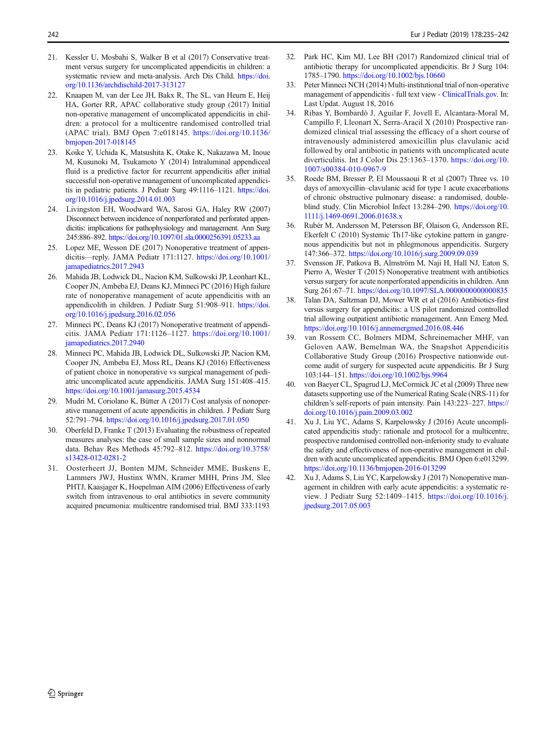21. Kessler U, Mosbahi S, Walker B et al (2017) Conservative treatment versus surgery for uncomplicated appendicitis in children: a systematic review and meta-analysis. Arch Dis Child. https://doi.org/10.1136/archdischild-2017-313127
22. Knaapen M, van der Lee JH, Bakx R, The SL, van Heurn E, Heij HA, Gorter RR, APAC collaborative study group (2017) Initial non-operative management of uncomplicated appendicitis in children: a protocol for a multicentre randomised controlled trial (APAC trial). BMJ Open 7:e018145. https://doi.org/10.1136/bmjopen-2017-018145
23. Koike Y, Uchida K, Matsushita K, Otake K, Nakazawa M, Inoue M, Kusunoki M, Tsukamoto Y (2014) Intraluminal appendiceal fluid is a predictive factor for recurrent appendicitis after initial successful non-operative management of uncomplicated appendicitis in pediatric patients. J Pediatr Surg 49:1116–1121. https://doi.org/10.1016/j.jpedsurg.2014.01.003
24. Livingston EH, Woodward WA, Sarosi GA, Haley RW (2007) Disconnect between incidence of nonperforated and perforated appendicitis: implications for pathophysiology and management. Ann Surg 245:886–892. https://doi.org/10.1097/01.sla.0000256391.05233.aa
25. Lopez ME, Wesson DE (2017) Nonoperative treatment of appendicitis—reply. JAMA Pediatr 171:1127. https://doi.org/10.1001/jamapediatrics.2017.2943
26. Mahida JB, Lodwick DL, Nacion KM, Sulkowski JP, Leonhart KL, Cooper JN, Ambeba EJ, Deans KJ, Minneci PC (2016) High failure rate of nonoperative management of acute appendicitis with an appendicolith in children. J Pediatr Surg 51:908–911. https://doi.org/10.1016/j.jpedsurg.2016.02.056
27. Minneci PC, Deans KJ (2017) Nonoperative treatment of appendicitis. JAMA Pediatr 171:1126–1127. https://doi.org/10.1001/jamapediatrics.2017.2940
28. Minneci PC, Mahida JB, Lodwick DL, Sulkowski JP, Nacion KM, Cooper JN, Ambeba EJ, Moss RL, Deans KJ (2016) Effectiveness of patient choice in nonoperative vs surgical management of pediatric uncomplicated acute appendicitis. JAMA Surg 151:408–415. https://doi.org/10.1001/jamasurg.2015.4534
29. Mudri M, Coriolano K, Bütter A (2017) Cost analysis of nonoperative management of acute appendicitis in children. J Pediatr Surg 52:791–794. https://doi.org/10.1016/j.jpedsurg.2017.01.050
30. Oberfeld D, Franke T (2013) Evaluating the robustness of repeated measures analyses: the case of small sample sizes and nonnormal data. Behav Res Methods 45:792–812. https://doi.org/10.3758/s13428-012-0281-2
31. Oosterheert JJ, Bonten MJM, Schneider MME, Buskens E, Lammers JWJ, Hustinx WMN, Kramer MHH, Prins JM, Slee PHTJ, Kaasjager K, Hoepelman AIM (2006) Effectiveness of early switch from intravenous to oral antibiotics in severe community acquired pneumonia: multicentre randomised trial. BMJ 333:1193
32. Park HC, Kim MJ, Lee BH (2017) Randomized clinical trial of antibiotic therapy for uncomplicated appendicitis. Br J Surg 104: 1785–1790. https://doi.org/10.1002/bjs.10660
33. Peter Minneci NCH (2014) Multi-institutional trial of non-operative management of appendicitis - full text view - ClinicalTrials.gov. In: Last Updat. August 18, 2016
34. Ribas Y, Bombardó J, Aguilar F, Jovell E, Alcantara-Moral M, Campillo F, Lleonart X, Serra-Aracil X (2010) Prospective randomized clinical trial assessing the efficacy of a short course of intravenously administered amoxicillin plus clavulanic acid followed by oral antibiotic in patients with uncomplicated acute diverticulitis. Int J Color Dis 25:1363–1370. https://doi.org/10.1007/s00384-010-0967-9
35. Roede BM, Bresser P, El Moussaoui R et al (2007) Three vs. 10 days of amoxycillin–clavulanic acid for type 1 acute exacerbations of chronic obstructive pulmonary disease: a randomised, double-blind study. Clin Microbiol Infect 13:284–290. https://doi.org/10.1111/j.1469-0691.2006.01638.x
36. Rubér M, Andersson M, Petersson BF, Olaison G, Andersson RE, Ekerfelt C (2010) Systemic Th17-like cytokine pattern in gangrenous appendicitis but not in phlegmonous appendicitis. Surgery 147:366–372. https://doi.org/10.1016/j.surg.2009.09.039
37. Svensson JF, Patkova B, Almström M, Naji H, Hall NJ, Eaton S, Pierro A, Wester T (2015) Nonoperative treatment with antibiotics versus surgery for acute nonperforated appendicitis in children. Ann Surg 261:67–71. https://doi.org/10.1097/SLA.0000000000000835
38. Talan DA, Saltzman DJ, Mower WR et al (2016) Antibiotics-first versus surgery for appendicitis: a US pilot randomized controlled trial allowing outpatient antibiotic management. Ann Emerg Med. https://doi.org/10.1016/j.annemergmed.2016.08.446
39. van Rossem CC, Bolmers MDM, Schreinemacher MHF, van Geloven AAW, Bemelman WA, the Snapshot Appendicitis Collaborative Study Group (2016) Prospective nationwide outcome audit of surgery for suspected acute appendicitis. Br J Surg 103:144–151. https://doi.org/10.1002/bjs.9964
40. von Baeyer CL, Spagrud LJ, McCormick JC et al (2009) Three new datasets supporting use of the Numerical Rating Scale (NRS-11) for children's self-reports of pain intensity. Pain 143:223–227. https://doi.org/10.1016/j.pain.2009.03.002
41. Xu J, Liu YC, Adams S, Karpelowsky J (2016) Acute uncomplicated appendicitis study: rationale and protocol for a multicentre, prospective randomised controlled non-inferiority study to evaluate the safety and effectiveness of non-operative management in children with acute uncomplicated appendicitis. BMJ Open 6:e013299. https://doi.org/10.1136/bmjopen-2016-013299
42. Xu J, Adams S, Liu YC, Karpelowsky J (2017) Nonoperative management in children with early acute appendicitis: a systematic review. J Pediatr Surg 52:1409–1415. https://doi.org/10.1016/j.jpedsurg.2017.05.003